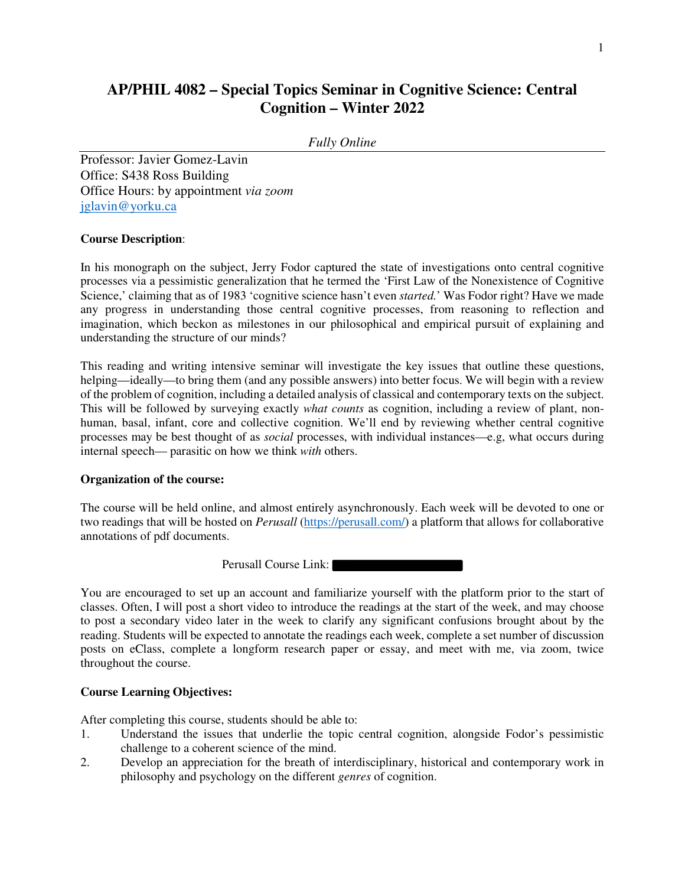# AP/PHIL 4082 – Special Topics Seminar in Cognitive Science: Central Cognition – Winter 2022

*Fully Online*

Professor: Javier Gomez-Lavin
Office: S438 Ross Building
Office Hours: by appointment *via zoom*
jglavin@yorku.ca

**Course Description**:

In his monograph on the subject, Jerry Fodor captured the state of investigations onto central cognitive processes via a pessimistic generalization that he termed the 'First Law of the Nonexistence of Cognitive Science,' claiming that as of 1983 'cognitive science hasn't even *started.*' Was Fodor right? Have we made any progress in understanding those central cognitive processes, from reasoning to reflection and imagination, which beckon as milestones in our philosophical and empirical pursuit of explaining and understanding the structure of our minds?

This reading and writing intensive seminar will investigate the key issues that outline these questions, helping—ideally—to bring them (and any possible answers) into better focus. We will begin with a review of the problem of cognition, including a detailed analysis of classical and contemporary texts on the subject. This will be followed by surveying exactly *what counts* as cognition, including a review of plant, non-human, basal, infant, core and collective cognition. We'll end by reviewing whether central cognitive processes may be best thought of as *social* processes, with individual instances—e.g, what occurs during internal speech— parasitic on how we think *with* others.

**Organization of the course:**

The course will be held online, and almost entirely asynchronously. Each week will be devoted to one or two readings that will be hosted on *Perusall* (https://perusall.com/) a platform that allows for collaborative annotations of pdf documents.

Perusall Course Link: [redacted]

You are encouraged to set up an account and familiarize yourself with the platform prior to the start of classes. Often, I will post a short video to introduce the readings at the start of the week, and may choose to post a secondary video later in the week to clarify any significant confusions brought about by the reading. Students will be expected to annotate the readings each week, complete a set number of discussion posts on eClass, complete a longform research paper or essay, and meet with me, via zoom, twice throughout the course.

**Course Learning Objectives:**

After completing this course, students should be able to:

1. Understand the issues that underlie the topic central cognition, alongside Fodor's pessimistic challenge to a coherent science of the mind.
2. Develop an appreciation for the breath of interdisciplinary, historical and contemporary work in philosophy and psychology on the different *genres* of cognition.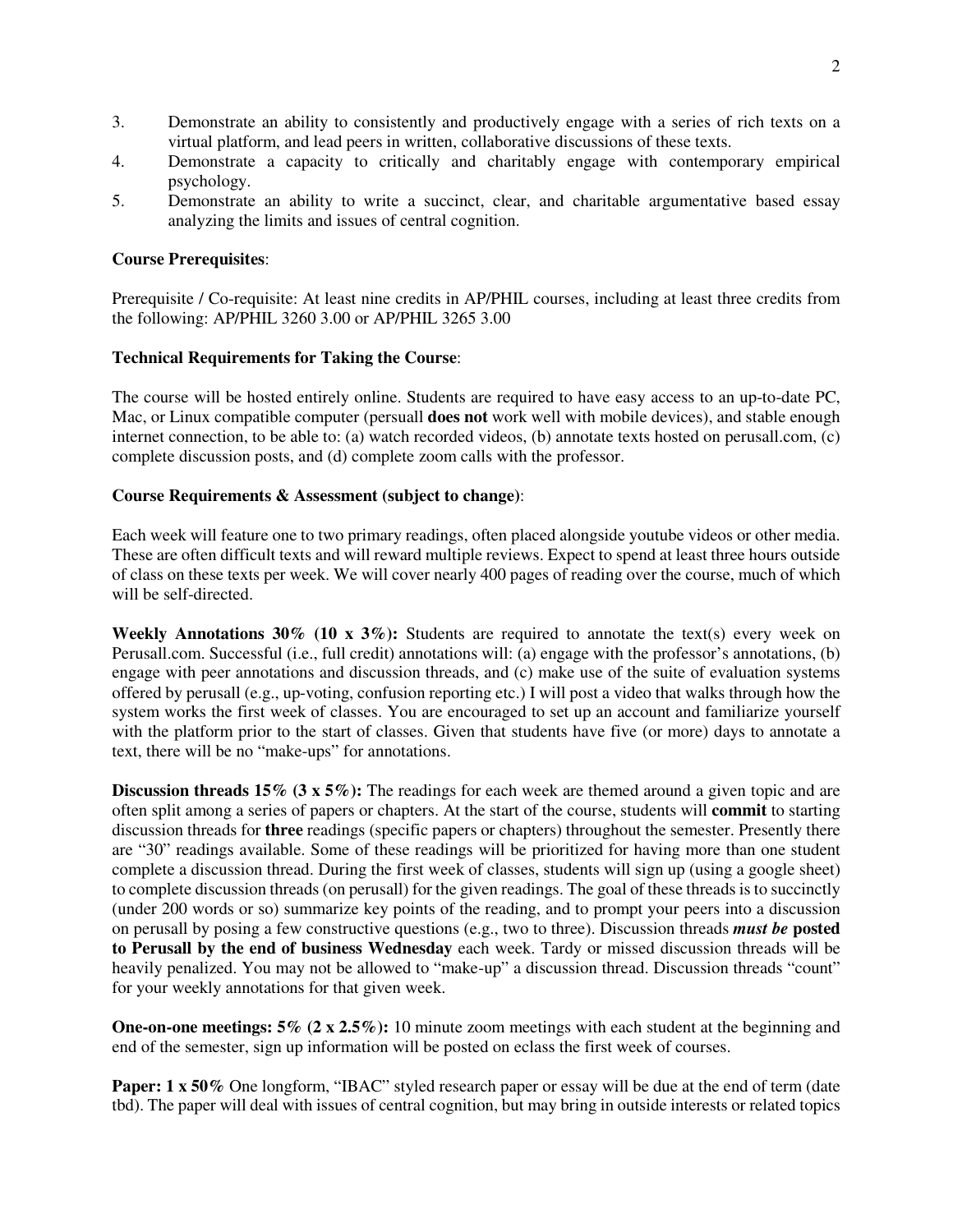3. Demonstrate an ability to consistently and productively engage with a series of rich texts on a virtual platform, and lead peers in written, collaborative discussions of these texts.
4. Demonstrate a capacity to critically and charitably engage with contemporary empirical psychology.
5. Demonstrate an ability to write a succinct, clear, and charitable argumentative based essay analyzing the limits and issues of central cognition.

**Course Prerequisites**:

Prerequisite / Co-requisite: At least nine credits in AP/PHIL courses, including at least three credits from the following: AP/PHIL 3260 3.00 or AP/PHIL 3265 3.00

**Technical Requirements for Taking the Course**:

The course will be hosted entirely online. Students are required to have easy access to an up-to-date PC, Mac, or Linux compatible computer (persuall **does not** work well with mobile devices), and stable enough internet connection, to be able to: (a) watch recorded videos, (b) annotate texts hosted on perusall.com, (c) complete discussion posts, and (d) complete zoom calls with the professor.

**Course Requirements & Assessment (subject to change)**:

Each week will feature one to two primary readings, often placed alongside youtube videos or other media. These are often difficult texts and will reward multiple reviews. Expect to spend at least three hours outside of class on these texts per week. We will cover nearly 400 pages of reading over the course, much of which will be self-directed.

**Weekly Annotations 30% (10 x 3%):** Students are required to annotate the text(s) every week on Perusall.com. Successful (i.e., full credit) annotations will: (a) engage with the professor's annotations, (b) engage with peer annotations and discussion threads, and (c) make use of the suite of evaluation systems offered by perusall (e.g., up-voting, confusion reporting etc.) I will post a video that walks through how the system works the first week of classes. You are encouraged to set up an account and familiarize yourself with the platform prior to the start of classes. Given that students have five (or more) days to annotate a text, there will be no "make-ups" for annotations.

**Discussion threads 15% (3 x 5%):** The readings for each week are themed around a given topic and are often split among a series of papers or chapters. At the start of the course, students will **commit** to starting discussion threads for **three** readings (specific papers or chapters) throughout the semester. Presently there are "30" readings available. Some of these readings will be prioritized for having more than one student complete a discussion thread. During the first week of classes, students will sign up (using a google sheet) to complete discussion threads (on perusall) for the given readings. The goal of these threads is to succinctly (under 200 words or so) summarize key points of the reading, and to prompt your peers into a discussion on perusall by posing a few constructive questions (e.g., two to three). Discussion threads ***must be*** **posted to Perusall by the end of business Wednesday** each week. Tardy or missed discussion threads will be heavily penalized. You may not be allowed to "make-up" a discussion thread. Discussion threads "count" for your weekly annotations for that given week.

**One-on-one meetings: 5% (2 x 2.5%):** 10 minute zoom meetings with each student at the beginning and end of the semester, sign up information will be posted on eclass the first week of courses.

**Paper: 1 x 50%** One longform, "IBAC" styled research paper or essay will be due at the end of term (date tbd). The paper will deal with issues of central cognition, but may bring in outside interests or related topics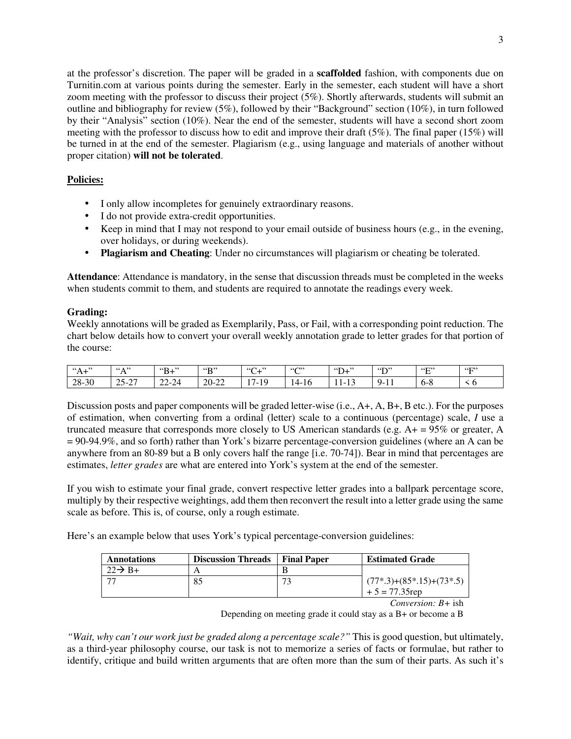at the professor's discretion. The paper will be graded in a **scaffolded** fashion, with components due on Turnitin.com at various points during the semester. Early in the semester, each student will have a short zoom meeting with the professor to discuss their project (5%). Shortly afterwards, students will submit an outline and bibliography for review (5%), followed by their "Background" section (10%), in turn followed by their "Analysis" section (10%). Near the end of the semester, students will have a second short zoom meeting with the professor to discuss how to edit and improve their draft (5%). The final paper (15%) will be turned in at the end of the semester. Plagiarism (e.g., using language and materials of another without proper citation) **will not be tolerated**.

**Policies:**

- I only allow incompletes for genuinely extraordinary reasons.
- I do not provide extra-credit opportunities.
- Keep in mind that I may not respond to your email outside of business hours (e.g., in the evening, over holidays, or during weekends).
- **Plagiarism and Cheating**: Under no circumstances will plagiarism or cheating be tolerated.

**Attendance**: Attendance is mandatory, in the sense that discussion threads must be completed in the weeks when students commit to them, and students are required to annotate the readings every week.

**Grading:**
Weekly annotations will be graded as Exemplarily, Pass, or Fail, with a corresponding point reduction. The chart below details how to convert your overall weekly annotation grade to letter grades for that portion of the course:

| "A+" | "A" | "B+" | "B" | "C+" | "C" | "D+" | "D" | "E" | "F" |
|---|---|---|---|---|---|---|---|---|---|
| 28-30 | 25-27 | 22-24 | 20-22 | 17-19 | 14-16 | 11-13 | 9-11 | 6-8 | < 6 |

Discussion posts and paper components will be graded letter-wise (i.e., A+, A, B+, B etc.). For the purposes of estimation, when converting from a ordinal (letter) scale to a continuous (percentage) scale, *I* use a truncated measure that corresponds more closely to US American standards (e.g. A+ = 95% or greater, A = 90-94.9%, and so forth) rather than York's bizarre percentage-conversion guidelines (where an A can be anywhere from an 80-89 but a B only covers half the range [i.e. 70-74]). Bear in mind that percentages are estimates, *letter grades* are what are entered into York's system at the end of the semester.

If you wish to estimate your final grade, convert respective letter grades into a ballpark percentage score, multiply by their respective weightings, add them then reconvert the result into a letter grade using the same scale as before. This is, of course, only a rough estimate.

Here's an example below that uses York's typical percentage-conversion guidelines:

| Annotations | Discussion Threads | Final Paper | Estimated Grade |
|---|---|---|---|
| 22→ B+ | A | B | |
| 77 | 85 | 73 | (77*.3)+(85*.15)+(73*.5) + 5 = 77.35rep |

*Conversion: B+* ish

Depending on meeting grade it could stay as a B+ or become a B

*"Wait, why can't our work just be graded along a percentage scale?"* This is good question, but ultimately, as a third-year philosophy course, our task is not to memorize a series of facts or formulae, but rather to identify, critique and build written arguments that are often more than the sum of their parts. As such it's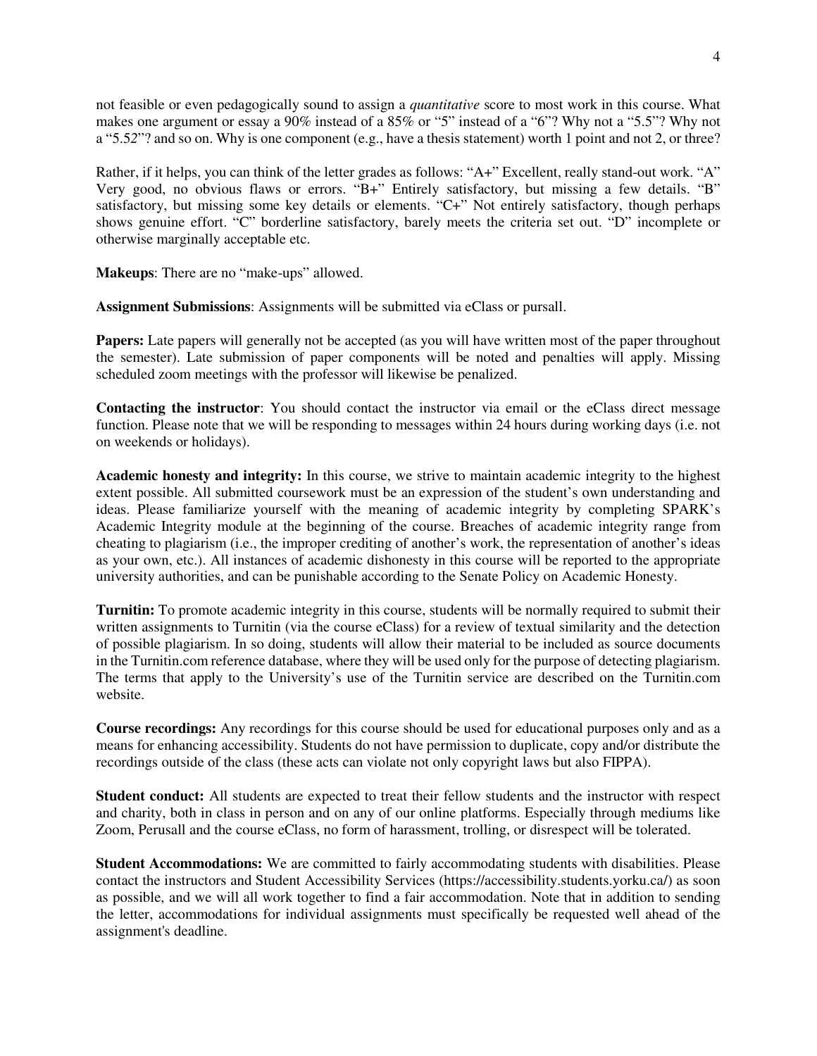not feasible or even pedagogically sound to assign a *quantitative* score to most work in this course. What makes one argument or essay a 90% instead of a 85% or "5" instead of a "6"? Why not a "5.5"? Why not a "5.52"? and so on. Why is one component (e.g., have a thesis statement) worth 1 point and not 2, or three?

Rather, if it helps, you can think of the letter grades as follows: "A+" Excellent, really stand-out work. "A" Very good, no obvious flaws or errors. "B+" Entirely satisfactory, but missing a few details. "B" satisfactory, but missing some key details or elements. "C+" Not entirely satisfactory, though perhaps shows genuine effort. "C" borderline satisfactory, barely meets the criteria set out. "D" incomplete or otherwise marginally acceptable etc.

**Makeups**: There are no "make-ups" allowed.

**Assignment Submissions**: Assignments will be submitted via eClass or pursall.

**Papers:** Late papers will generally not be accepted (as you will have written most of the paper throughout the semester). Late submission of paper components will be noted and penalties will apply. Missing scheduled zoom meetings with the professor will likewise be penalized.

**Contacting the instructor**: You should contact the instructor via email or the eClass direct message function. Please note that we will be responding to messages within 24 hours during working days (i.e. not on weekends or holidays).

**Academic honesty and integrity:** In this course, we strive to maintain academic integrity to the highest extent possible. All submitted coursework must be an expression of the student's own understanding and ideas. Please familiarize yourself with the meaning of academic integrity by completing SPARK's Academic Integrity module at the beginning of the course. Breaches of academic integrity range from cheating to plagiarism (i.e., the improper crediting of another's work, the representation of another's ideas as your own, etc.). All instances of academic dishonesty in this course will be reported to the appropriate university authorities, and can be punishable according to the Senate Policy on Academic Honesty.

**Turnitin:** To promote academic integrity in this course, students will be normally required to submit their written assignments to Turnitin (via the course eClass) for a review of textual similarity and the detection of possible plagiarism. In so doing, students will allow their material to be included as source documents in the Turnitin.com reference database, where they will be used only for the purpose of detecting plagiarism. The terms that apply to the University's use of the Turnitin service are described on the Turnitin.com website.

**Course recordings:** Any recordings for this course should be used for educational purposes only and as a means for enhancing accessibility. Students do not have permission to duplicate, copy and/or distribute the recordings outside of the class (these acts can violate not only copyright laws but also FIPPA).

**Student conduct:** All students are expected to treat their fellow students and the instructor with respect and charity, both in class in person and on any of our online platforms. Especially through mediums like Zoom, Perusall and the course eClass, no form of harassment, trolling, or disrespect will be tolerated.

**Student Accommodations:** We are committed to fairly accommodating students with disabilities. Please contact the instructors and Student Accessibility Services (https://accessibility.students.yorku.ca/) as soon as possible, and we will all work together to find a fair accommodation. Note that in addition to sending the letter, accommodations for individual assignments must specifically be requested well ahead of the assignment's deadline.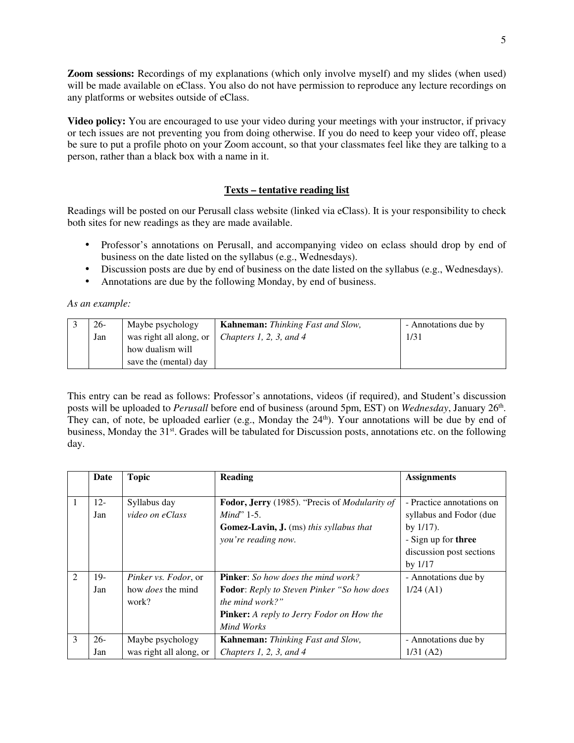**Zoom sessions:** Recordings of my explanations (which only involve myself) and my slides (when used) will be made available on eClass. You also do not have permission to reproduce any lecture recordings on any platforms or websites outside of eClass.

**Video policy:** You are encouraged to use your video during your meetings with your instructor, if privacy or tech issues are not preventing you from doing otherwise. If you do need to keep your video off, please be sure to put a profile photo on your Zoom account, so that your classmates feel like they are talking to a person, rather than a black box with a name in it.

## Texts – tentative reading list

Readings will be posted on our Perusall class website (linked via eClass). It is your responsibility to check both sites for new readings as they are made available.

- Professor's annotations on Perusall, and accompanying video on eclass should drop by end of business on the date listed on the syllabus (e.g., Wednesdays).
- Discussion posts are due by end of business on the date listed on the syllabus (e.g., Wednesdays).
- Annotations are due by the following Monday, by end of business.

*As an example:*

| 3 | 26-Jan | Maybe psychology was right all along, or how dualism will save the (mental) day | **Kahneman:** *Thinking Fast and Slow, Chapters 1, 2, 3, and 4* | - Annotations due by 1/31 |
|---|---|---|---|---|

This entry can be read as follows: Professor's annotations, videos (if required), and Student's discussion posts will be uploaded to *Perusall* before end of business (around 5pm, EST) on *Wednesday*, January 26th. They can, of note, be uploaded earlier (e.g., Monday the 24th). Your annotations will be due by end of business, Monday the 31st. Grades will be tabulated for Discussion posts, annotations etc. on the following day.

| | Date | Topic | Reading | Assignments |
|---|---|---|---|---|
| 1 | 12-Jan | Syllabus day *video on eClass* | **Fodor, Jerry** (1985). "Precis of *Modularity of Mind*" 1-5. **Gomez-Lavin, J.** (ms) *this syllabus that you're reading now.* | - Practice annotations on syllabus and Fodor (due by 1/17). - Sign up for **three** discussion post sections by 1/17 |
| 2 | 19-Jan | *Pinker vs. Fodor*, or how *does* the mind work? | **Pinker**: *So how does the mind work?* **Fodor**: *Reply to Steven Pinker "So how does the mind work?"* **Pinker:** *A reply to Jerry Fodor on How the Mind Works* | - Annotations due by 1/24 (A1) |
| 3 | 26-Jan | Maybe psychology was right all along, or | **Kahneman:** *Thinking Fast and Slow, Chapters 1, 2, 3, and 4* | - Annotations due by 1/31 (A2) |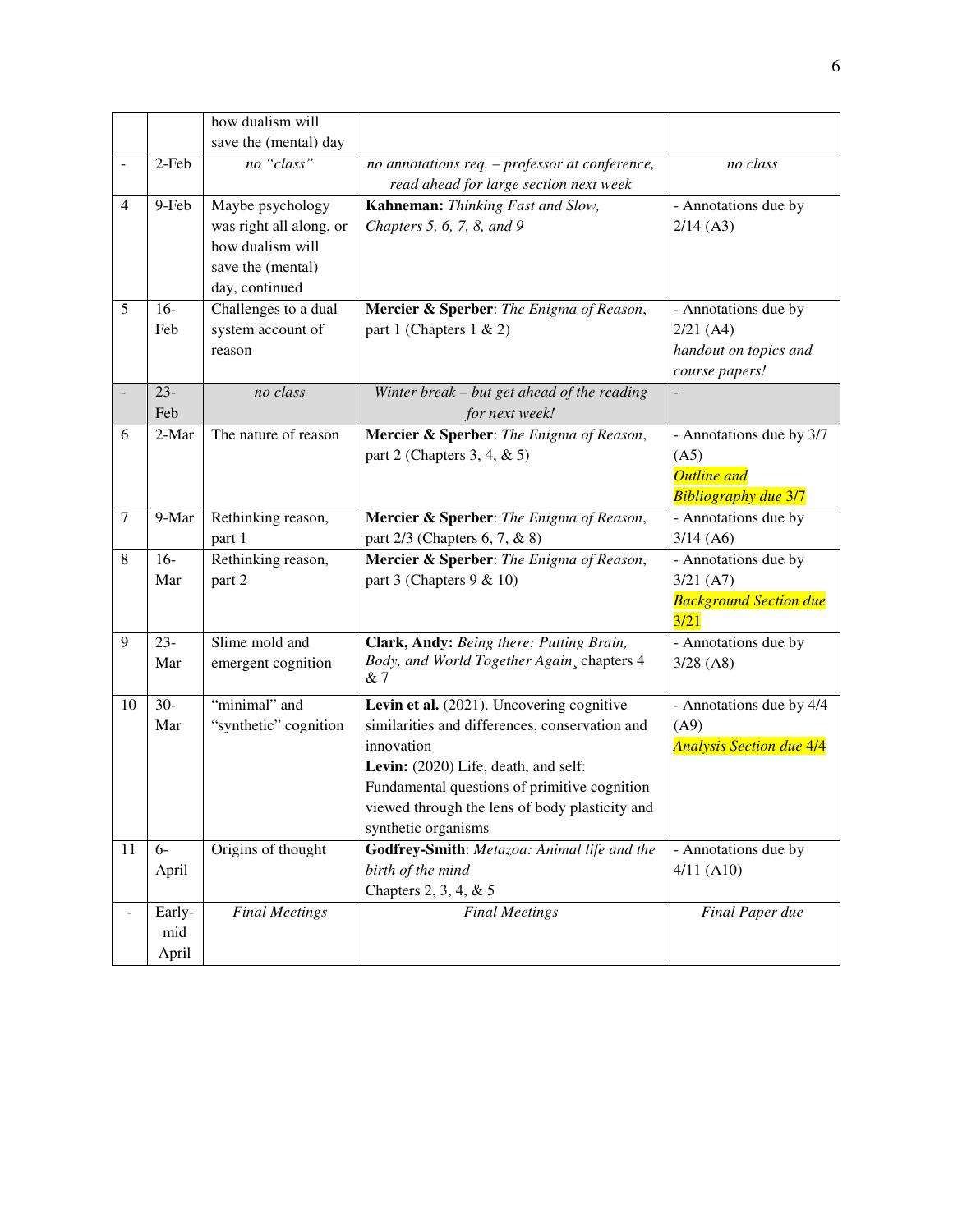| | | | | |
|---|---|---|---|---|
| | | how dualism will save the (mental) day | | |
| - | 2-Feb | *no "class"* | *no annotations req. – professor at conference, read ahead for large section next week* | *no class* |
| 4 | 9-Feb | Maybe psychology was right all along, or how dualism will save the (mental) day, continued | **Kahneman:** *Thinking Fast and Slow, Chapters 5, 6, 7, 8, and 9* | - Annotations due by 2/14 (A3) |
| 5 | 16-Feb | Challenges to a dual system account of reason | **Mercier & Sperber**: *The Enigma of Reason*, part 1 (Chapters 1 & 2) | - Annotations due by 2/21 (A4) *handout on topics and course papers!* |
| - | 23-Feb | *no class* | *Winter break – but get ahead of the reading for next week!* | - |
| 6 | 2-Mar | The nature of reason | **Mercier & Sperber**: *The Enigma of Reason*, part 2 (Chapters 3, 4, & 5) | - Annotations due by 3/7 (A5) *Outline and Bibliography due 3/7* |
| 7 | 9-Mar | Rethinking reason, part 1 | **Mercier & Sperber**: *The Enigma of Reason*, part 2/3 (Chapters 6, 7, & 8) | - Annotations due by 3/14 (A6) |
| 8 | 16-Mar | Rethinking reason, part 2 | **Mercier & Sperber**: *The Enigma of Reason*, part 3 (Chapters 9 & 10) | - Annotations due by 3/21 (A7) *Background Section due 3/21* |
| 9 | 23-Mar | Slime mold and emergent cognition | **Clark, Andy:** *Being there: Putting Brain, Body, and World Together Again*, chapters 4 & 7 | - Annotations due by 3/28 (A8) |
| 10 | 30-Mar | "minimal" and "synthetic" cognition | **Levin et al.** (2021). Uncovering cognitive similarities and differences, conservation and innovation **Levin:** (2020) Life, death, and self: Fundamental questions of primitive cognition viewed through the lens of body plasticity and synthetic organisms | - Annotations due by 4/4 (A9) *Analysis Section due 4/4* |
| 11 | 6-April | Origins of thought | **Godfrey-Smith**: *Metazoa: Animal life and the birth of the mind* Chapters 2, 3, 4, & 5 | - Annotations due by 4/11 (A10) |
| - | Early-mid April | *Final Meetings* | *Final Meetings* | *Final Paper due* |